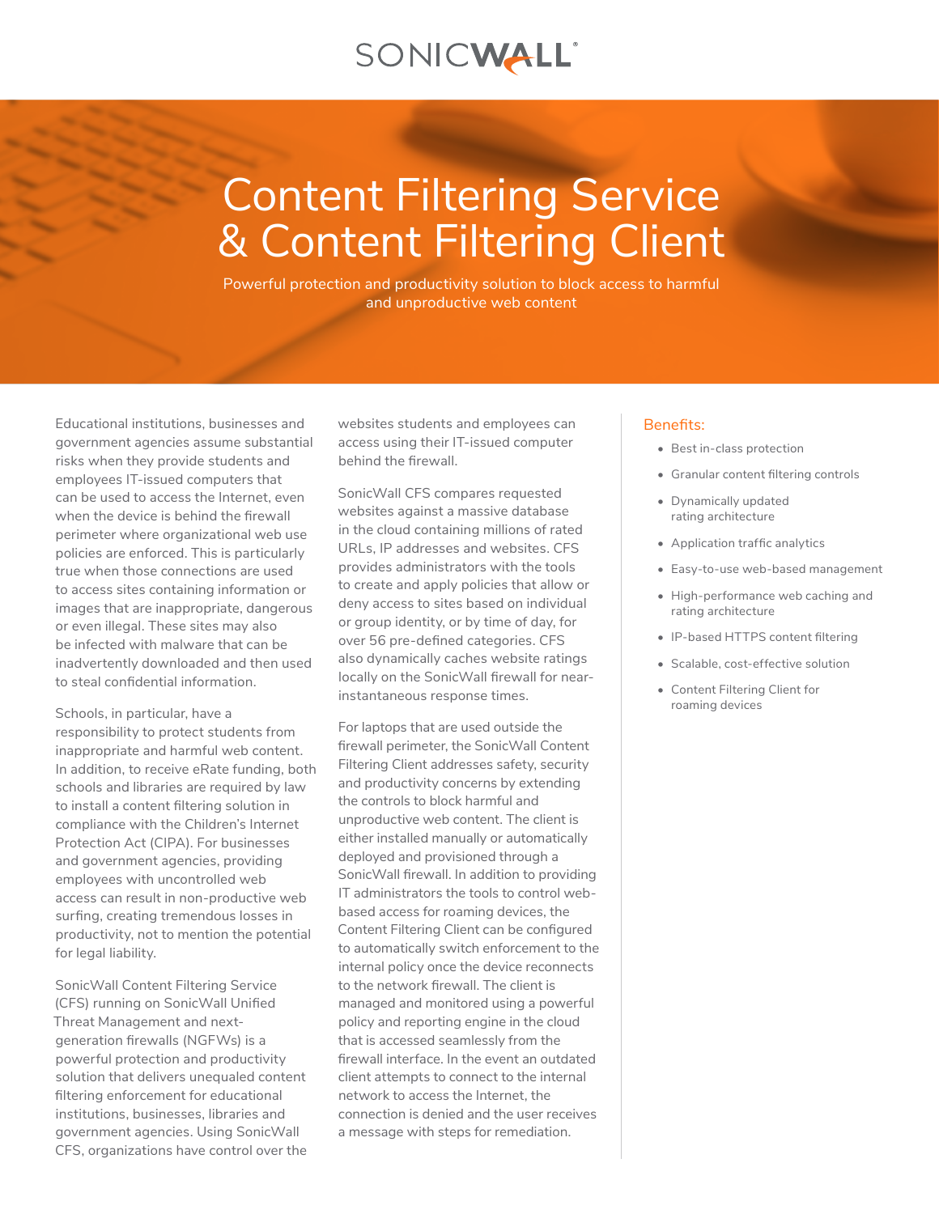SONICWALL

# Content Filtering Service & Content Filtering Client

Powerful protection and productivity solution to block access to harmful and unproductive web content

Educational institutions, businesses and government agencies assume substantial risks when they provide students and employees IT-issued computers that can be used to access the Internet, even when the device is behind the firewall perimeter where organizational web use policies are enforced. This is particularly true when those connections are used to access sites containing information or images that are inappropriate, dangerous or even illegal. These sites may also be infected with malware that can be inadvertently downloaded and then used to steal confidential information.

Schools, in particular, have a responsibility to protect students from inappropriate and harmful web content. In addition, to receive eRate funding, both schools and libraries are required by law to install a content filtering solution in compliance with the Children's Internet Protection Act (CIPA). For businesses and government agencies, providing employees with uncontrolled web access can result in non-productive web surfing, creating tremendous losses in productivity, not to mention the potential for legal liability.

SonicWall Content Filtering Service (CFS) running on SonicWall Unified Threat Management and next-generation firewalls (NGFWs) is a powerful protection and productivity solution that delivers unequaled content filtering enforcement for educational institutions, businesses, libraries and government agencies. Using SonicWall CFS, organizations have control over the websites students and employees can access using their IT-issued computer behind the firewall.

SonicWall CFS compares requested websites against a massive database in the cloud containing millions of rated URLs, IP addresses and websites. CFS provides administrators with the tools to create and apply policies that allow or deny access to sites based on individual or group identity, or by time of day, for over 56 pre-defined categories. CFS also dynamically caches website ratings locally on the SonicWall firewall for near-instantaneous response times.

For laptops that are used outside the firewall perimeter, the SonicWall Content Filtering Client addresses safety, security and productivity concerns by extending the controls to block harmful and unproductive web content. The client is either installed manually or automatically deployed and provisioned through a SonicWall firewall. In addition to providing IT administrators the tools to control web-based access for roaming devices, the Content Filtering Client can be configured to automatically switch enforcement to the internal policy once the device reconnects to the network firewall. The client is managed and monitored using a powerful policy and reporting engine in the cloud that is accessed seamlessly from the firewall interface. In the event an outdated client attempts to connect to the internal network to access the Internet, the connection is denied and the user receives a message with steps for remediation.

## Benefits:

- Best in-class protection
- Granular content filtering controls
- Dynamically updated rating architecture
- Application traffic analytics
- Easy-to-use web-based management
- High-performance web caching and rating architecture
- IP-based HTTPS content filtering
- Scalable, cost-effective solution
- Content Filtering Client for roaming devices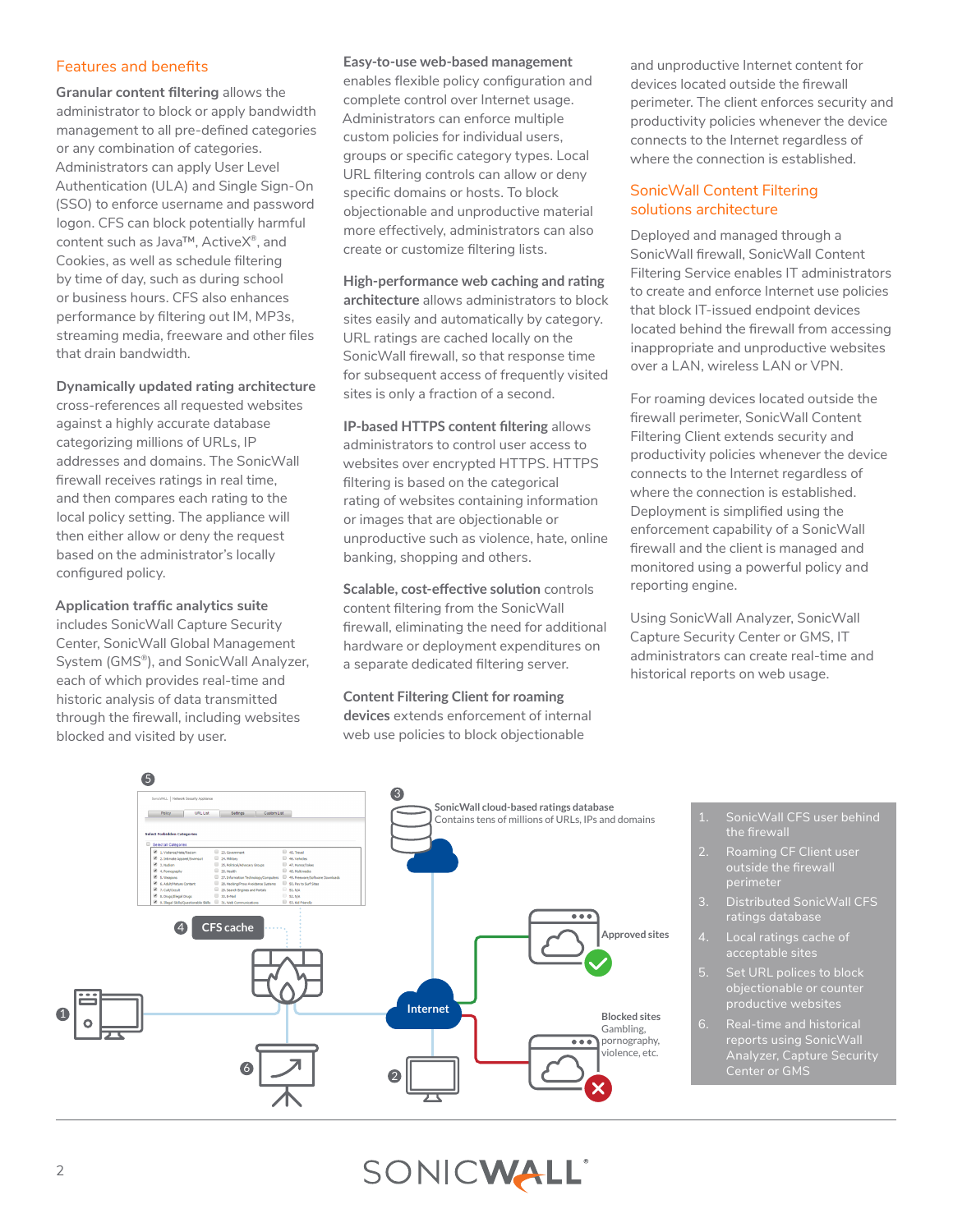## Features and benefits

**Granular content filtering** allows the administrator to block or apply bandwidth management to all pre-defined categories or any combination of categories. Administrators can apply User Level Authentication (ULA) and Single Sign-On (SSO) to enforce username and password logon. CFS can block potentially harmful content such as Java™, ActiveX®, and Cookies, as well as schedule filtering by time of day, such as during school or business hours. CFS also enhances performance by filtering out IM, MP3s, streaming media, freeware and other files that drain bandwidth.

**Dynamically updated rating architecture** cross-references all requested websites against a highly accurate database categorizing millions of URLs, IP addresses and domains. The SonicWall firewall receives ratings in real time, and then compares each rating to the local policy setting. The appliance will then either allow or deny the request based on the administrator's locally configured policy.

**Application traffic analytics suite** includes SonicWall Capture Security Center, SonicWall Global Management System (GMS®), and SonicWall Analyzer, each of which provides real-time and historic analysis of data transmitted through the firewall, including websites blocked and visited by user.

**Easy-to-use web-based management** enables flexible policy configuration and complete control over Internet usage. Administrators can enforce multiple custom policies for individual users, groups or specific category types. Local URL filtering controls can allow or deny specific domains or hosts. To block objectionable and unproductive material more effectively, administrators can also create or customize filtering lists.

**High-performance web caching and rating architecture** allows administrators to block sites easily and automatically by category. URL ratings are cached locally on the SonicWall firewall, so that response time for subsequent access of frequently visited sites is only a fraction of a second.

**IP-based HTTPS content filtering** allows administrators to control user access to websites over encrypted HTTPS. HTTPS filtering is based on the categorical rating of websites containing information or images that are objectionable or unproductive such as violence, hate, online banking, shopping and others.

**Scalable, cost-effective solution** controls content filtering from the SonicWall firewall, eliminating the need for additional hardware or deployment expenditures on a separate dedicated filtering server.

**Content Filtering Client for roaming devices** extends enforcement of internal web use policies to block objectionable and unproductive Internet content for devices located outside the firewall perimeter. The client enforces security and productivity policies whenever the device connects to the Internet regardless of where the connection is established.

## SonicWall Content Filtering solutions architecture

Deployed and managed through a SonicWall firewall, SonicWall Content Filtering Service enables IT administrators to create and enforce Internet use policies that block IT-issued endpoint devices located behind the firewall from accessing inappropriate and unproductive websites over a LAN, wireless LAN or VPN.

For roaming devices located outside the firewall perimeter, SonicWall Content Filtering Client extends security and productivity policies whenever the device connects to the Internet regardless of where the connection is established. Deployment is simplified using the enforcement capability of a SonicWall firewall and the client is managed and monitored using a powerful policy and reporting engine.

Using SonicWall Analyzer, SonicWall Capture Security Center or GMS, IT administrators can create real-time and historical reports on web usage.

SonicWall cloud-based ratings database
Contains tens of millions of URLs, IPs and domains

CFS cache

Internet

Approved sites

Blocked sites
Gambling, pornography, violence, etc.

1. SonicWall CFS user behind the firewall
2. Roaming CF Client user outside the firewall perimeter
3. Distributed SonicWall CFS ratings database
4. Local ratings cache of acceptable sites
5. Set URL polices to block objectionable or counter productive websites
6. Real-time and historical reports using SonicWall Analyzer, Capture Security Center or GMS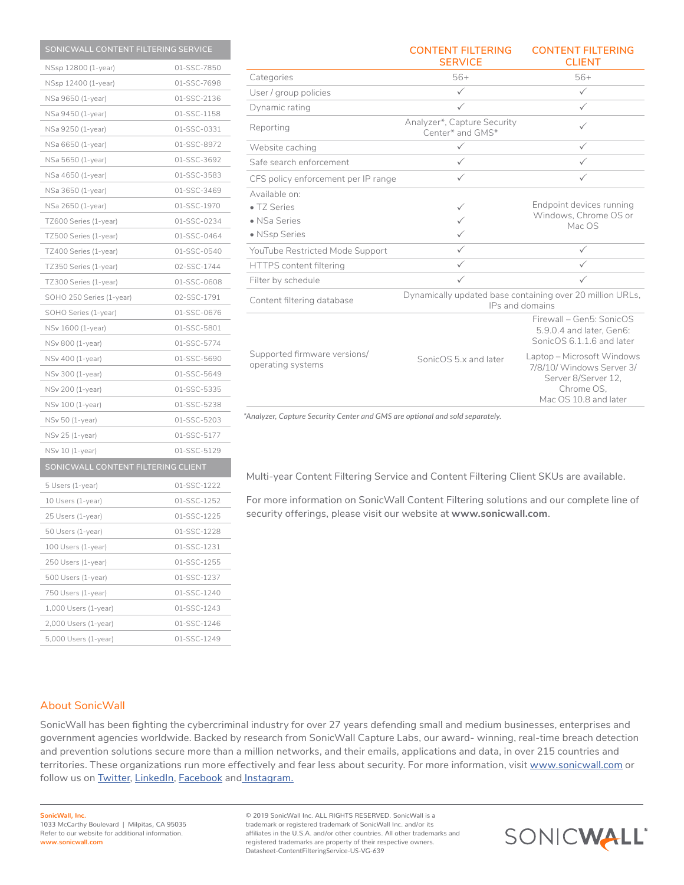| SONICWALL CONTENT FILTERING SERVICE | |
|---|---|
| NSsp 12800 (1-year) | 01-SSC-7850 |
| NSsp 12400 (1-year) | 01-SSC-7698 |
| NSa 9650 (1-year) | 01-SSC-2136 |
| NSa 9450 (1-year) | 01-SSC-1158 |
| NSa 9250 (1-year) | 01-SSC-0331 |
| NSa 6650 (1-year) | 01-SSC-8972 |
| NSa 5650 (1-year) | 01-SSC-3692 |
| NSa 4650 (1-year) | 01-SSC-3583 |
| NSa 3650 (1-year) | 01-SSC-3469 |
| NSa 2650 (1-year) | 01-SSC-1970 |
| TZ600 Series (1-year) | 01-SSC-0234 |
| TZ500 Series (1-year) | 01-SSC-0464 |
| TZ400 Series (1-year) | 01-SSC-0540 |
| TZ350 Series (1-year) | 02-SSC-1744 |
| TZ300 Series (1-year) | 01-SSC-0608 |
| SOHO 250 Series (1-year) | 02-SSC-1791 |
| SOHO Series (1-year) | 01-SSC-0676 |
| NSv 1600 (1-year) | 01-SSC-5801 |
| NSv 800 (1-year) | 01-SSC-5774 |
| NSv 400 (1-year) | 01-SSC-5690 |
| NSv 300 (1-year) | 01-SSC-5649 |
| NSv 200 (1-year) | 01-SSC-5335 |
| NSv 100 (1-year) | 01-SSC-5238 |
| NSv 50 (1-year) | 01-SSC-5203 |
| NSv 25 (1-year) | 01-SSC-5177 |
| NSv 10 (1-year) | 01-SSC-5129 |

| SONICWALL CONTENT FILTERING CLIENT | |
|---|---|
| 5 Users (1-year) | 01-SSC-1222 |
| 10 Users (1-year) | 01-SSC-1252 |
| 25 Users (1-year) | 01-SSC-1225 |
| 50 Users (1-year) | 01-SSC-1228 |
| 100 Users (1-year) | 01-SSC-1231 |
| 250 Users (1-year) | 01-SSC-1255 |
| 500 Users (1-year) | 01-SSC-1237 |
| 750 Users (1-year) | 01-SSC-1240 |
| 1,000 Users (1-year) | 01-SSC-1243 |
| 2,000 Users (1-year) | 01-SSC-1246 |
| 5,000 Users (1-year) | 01-SSC-1249 |

| | CONTENT FILTERING SERVICE | CONTENT FILTERING CLIENT |
|---|---|---|
| Categories | 56+ | 56+ |
| User / group policies | ✓ | ✓ |
| Dynamic rating | ✓ | ✓ |
| Reporting | Analyzer*, Capture Security Center* and GMS* | ✓ |
| Website caching | ✓ | ✓ |
| Safe search enforcement | ✓ | ✓ |
| CFS policy enforcement per IP range | ✓ | ✓ |
| Available on:<br>• TZ Series<br>• NSa Series<br>• NSsp Series | <br>✓<br>✓<br>✓ | Endpoint devices running Windows, Chrome OS or Mac OS |
| YouTube Restricted Mode Support | ✓ | ✓ |
| HTTPS content filtering | ✓ | ✓ |
| Filter by schedule | ✓ | ✓ |
| Content filtering database | Dynamically updated base containing over 20 million URLs, IPs and domains | |
| Supported firmware versions/ operating systems | SonicOS 5.x and later | Firewall – Gen5: SonicOS 5.9.0.4 and later, Gen6: SonicOS 6.1.1.6 and later<br>Laptop – Microsoft Windows 7/8/10/ Windows Server 3/ Server 8/Server 12, Chrome OS, Mac OS 10.8 and later |

*\*Analyzer, Capture Security Center and GMS are optional and sold separately.*

Multi-year Content Filtering Service and Content Filtering Client SKUs are available.

For more information on SonicWall Content Filtering solutions and our complete line of security offerings, please visit our website at **www.sonicwall.com**.

## About SonicWall

SonicWall has been fighting the cybercriminal industry for over 27 years defending small and medium businesses, enterprises and government agencies worldwide. Backed by research from SonicWall Capture Labs, our award- winning, real-time breach detection and prevention solutions secure more than a million networks, and their emails, applications and data, in over 215 countries and territories. These organizations run more effectively and fear less about security. For more information, visit www.sonicwall.com or follow us on Twitter, LinkedIn, Facebook and Instagram.

**SonicWall, Inc.**
1033 McCarthy Boulevard | Milpitas, CA 95035
Refer to our website for additional information.
www.sonicwall.com

© 2019 SonicWall Inc. ALL RIGHTS RESERVED. SonicWall is a trademark or registered trademark of SonicWall Inc. and/or its affiliates in the U.S.A. and/or other countries. All other trademarks and registered trademarks are property of their respective owners.
Datasheet-ContentFilteringService-US-VG-639

SONICWALL®